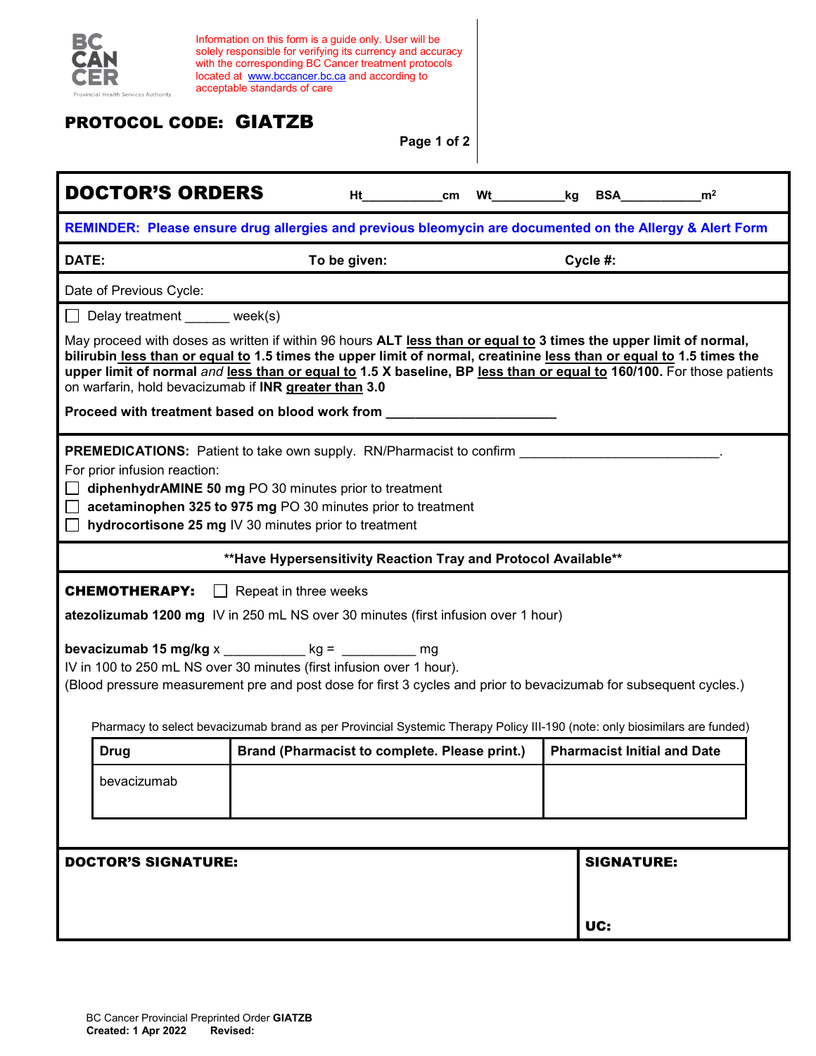BC CANCER
Provincial Health Services Authority

Information on this form is a guide only. User will be solely responsible for verifying its currency and accuracy with the corresponding BC Cancer treatment protocols located at www.bccancer.bc.ca and according to acceptable standards of care

**PROTOCOL CODE: GIATZB**

# DOCTOR'S ORDERS

Ht___________cm Wt__________kg BSA___________$m^2$

**REMINDER: Please ensure drug allergies and previous bleomycin are documented on the Allergy & Alert Form**

**DATE:** **To be given:** **Cycle #:**

Date of Previous Cycle:

☐ Delay treatment ______ week(s)

May proceed with doses as written if within 96 hours **ALT less than or equal to 3 times the upper limit of normal, bilirubin less than or equal to 1.5 times the upper limit of normal, creatinine less than or equal to 1.5 times the upper limit of normal** *and* **less than or equal to 1.5 X baseline, BP less than or equal to 160/100.** For those patients on warfarin, hold bevacizumab if **INR greater than 3.0**

**Proceed with treatment based on blood work from ______________________**

**PREMEDICATIONS:** Patient to take own supply. RN/Pharmacist to confirm ___________________________.

For prior infusion reaction:

☐ **diphenhydrAMINE 50 mg** PO 30 minutes prior to treatment

☐ **acetaminophen 325 to 975 mg** PO 30 minutes prior to treatment

☐ **hydrocortisone 25 mg** IV 30 minutes prior to treatment

**\*\*Have Hypersensitivity Reaction Tray and Protocol Available\*\***

**CHEMOTHERAPY:** ☐ Repeat in three weeks

**atezolizumab 1200 mg** IV in 250 mL NS over 30 minutes (first infusion over 1 hour)

**bevacizumab 15 mg/kg** x ___________ kg = __________ mg

IV in 100 to 250 mL NS over 30 minutes (first infusion over 1 hour).

(Blood pressure measurement pre and post dose for first 3 cycles and prior to bevacizumab for subsequent cycles.)

Pharmacy to select bevacizumab brand as per Provincial Systemic Therapy Policy III-190 (note: only biosimilars are funded)

| Drug | Brand (Pharmacist to complete. Please print.) | Pharmacist Initial and Date |
|---|---|---|
| bevacizumab | | |

**DOCTOR'S SIGNATURE:**

**SIGNATURE:**

**UC:**

BC Cancer Provincial Preprinted Order **GIATZB**
**Created: 1 Apr 2022** **Revised:**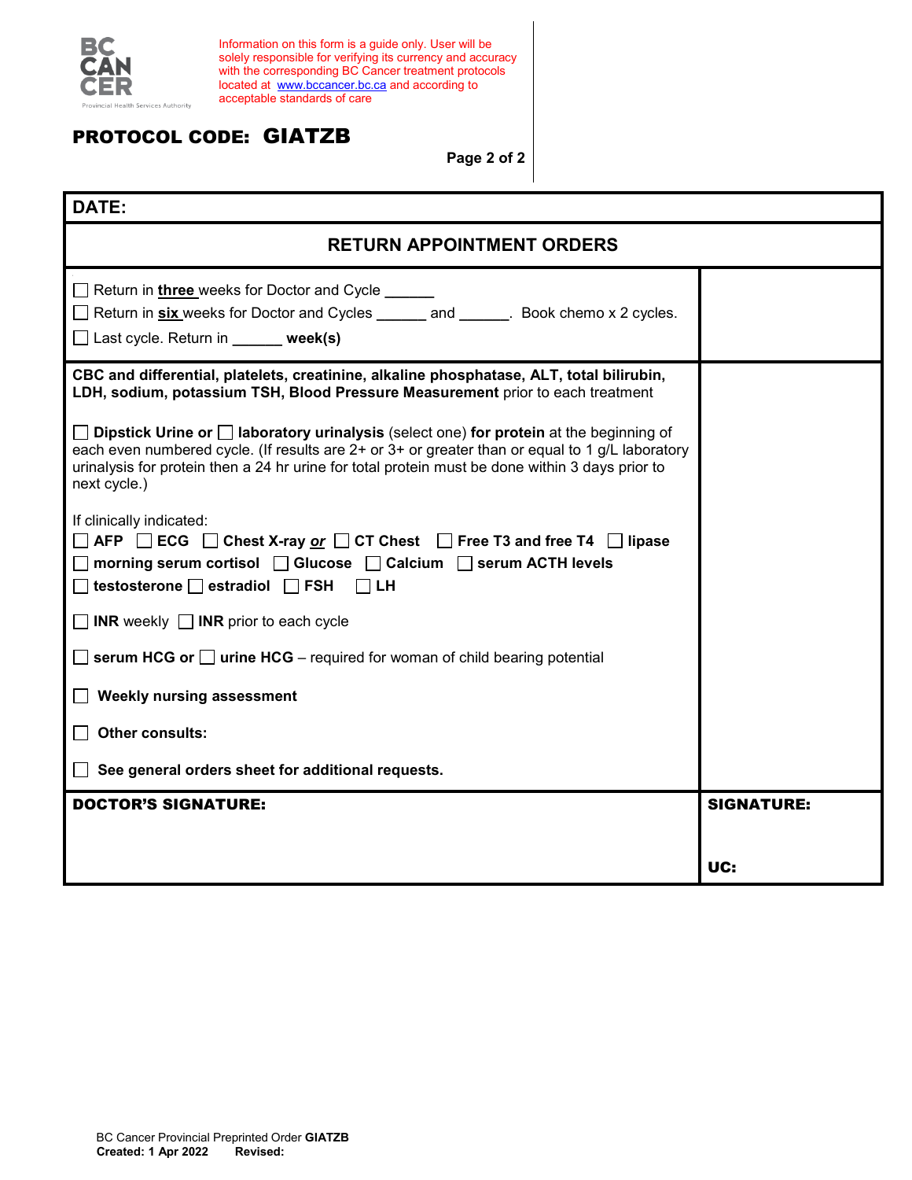Information on this form is a guide only. User will be solely responsible for verifying its currency and accuracy with the corresponding BC Cancer treatment protocols located at www.bccancer.bc.ca and according to acceptable standards of care

**PROTOCOL CODE: GIATZB**

| **DATE:** | |
|---|---|
| **RETURN APPOINTMENT ORDERS** | |
| ☐ Return in **three** weeks for Doctor and Cycle ______<br>☐ Return in **six** weeks for Doctor and Cycles ______ and ______. Book chemo x 2 cycles.<br>☐ Last cycle. Return in ______ **week(s)** | |
| **CBC and differential, platelets, creatinine, alkaline phosphatase, ALT, total bilirubin, LDH, sodium, potassium TSH, Blood Pressure Measurement** prior to each treatment<br><br>☐ **Dipstick Urine or** ☐ **laboratory urinalysis** (select one) **for protein** at the beginning of each even numbered cycle. (If results are 2+ or 3+ or greater than or equal to 1 g/L laboratory urinalysis for protein then a 24 hr urine for total protein must be done within 3 days prior to next cycle.)<br><br>If clinically indicated:<br>☐ **AFP** ☐ **ECG** ☐ **Chest X-ray *or*** ☐ **CT Chest** ☐ **Free T3 and free T4** ☐ **lipase**<br>☐ **morning serum cortisol** ☐ **Glucose** ☐ **Calcium** ☐ **serum ACTH levels**<br>☐ **testosterone** ☐ **estradiol** ☐ **FSH** ☐ **LH**<br><br>☐ **INR** weekly ☐ **INR** prior to each cycle<br><br>☐ **serum HCG or** ☐ **urine HCG** – required for woman of child bearing potential<br><br>☐ **Weekly nursing assessment**<br><br>☐ **Other consults:**<br><br>☐ **See general orders sheet for additional requests.** | |
| **DOCTOR'S SIGNATURE:** | **SIGNATURE:**<br><br>**UC:** |

BC Cancer Provincial Preprinted Order **GIATZB**
**Created: 1 Apr 2022** **Revised:**